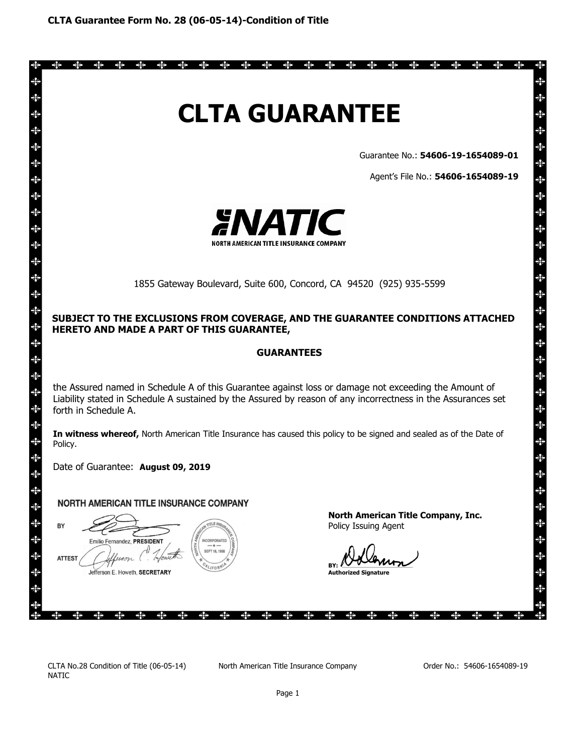CLTA Guarantee Form No. 28 (06-05-14)-Condition of Title

# CLTA GUARANTEE

Guarantee No.: **54606-19-1654089-01**

Agent's File No.: **54606-1654089-19**

NATIC

NORTH AMERICAN TITLE INSURANCE COMPANY

1855 Gateway Boulevard, Suite 600, Concord, CA 94520 (925) 935-5599

**SUBJECT TO THE EXCLUSIONS FROM COVERAGE, AND THE GUARANTEE CONDITIONS ATTACHED HERETO AND MADE A PART OF THIS GUARANTEE,**

**GUARANTEES**

the Assured named in Schedule A of this Guarantee against loss or damage not exceeding the Amount of Liability stated in Schedule A sustained by the Assured by reason of any incorrectness in the Assurances set forth in Schedule A.

**In witness whereof,** North American Title Insurance has caused this policy to be signed and sealed as of the Date of Policy.

Date of Guarantee: **August 09, 2019**

NORTH AMERICAN TITLE INSURANCE COMPANY

BY

Emilio Fernandez, **PRESIDENT**

ATTEST

Jefferson E. Howeth, **SECRETARY**

**North American Title Company, Inc.**
Policy Issuing Agent

BY:
**Authorized Signature**

CLTA No.28 Condition of Title (06-05-14) NATIC    North American Title Insurance Company    Order No.: 54606-1654089-19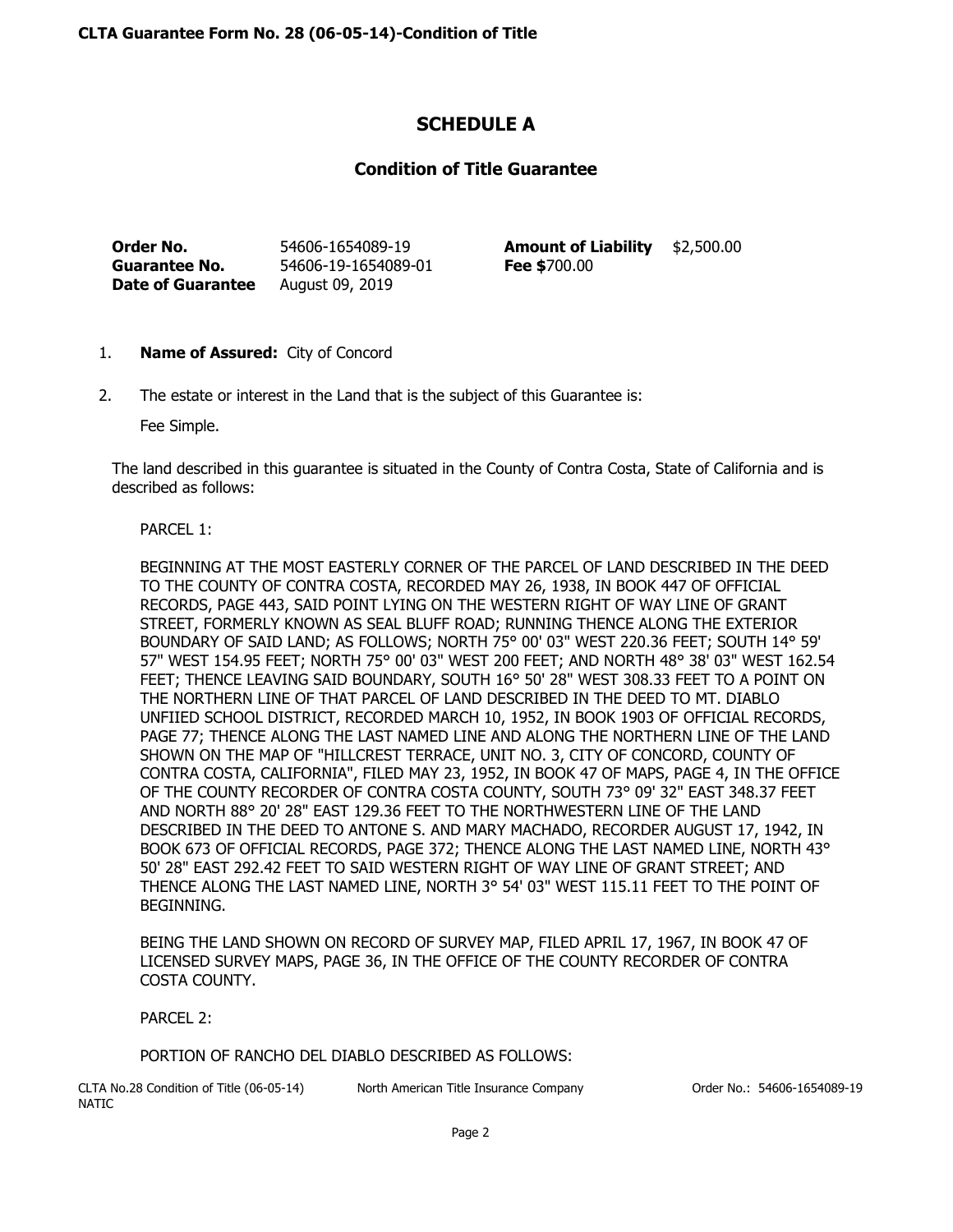## SCHEDULE A

### Condition of Title Guarantee

| | | | |
|---|---|---|---|
| **Order No.** | 54606-1654089-19 | **Amount of Liability** | $2,500.00 |
| **Guarantee No.** | 54606-19-1654089-01 | **Fee $**700.00 | |
| **Date of Guarantee** | August 09, 2019 | | |

1. **Name of Assured:** City of Concord

2. The estate or interest in the Land that is the subject of this Guarantee is:

   Fee Simple.

The land described in this guarantee is situated in the County of Contra Costa, State of California and is described as follows:

PARCEL 1:

BEGINNING AT THE MOST EASTERLY CORNER OF THE PARCEL OF LAND DESCRIBED IN THE DEED TO THE COUNTY OF CONTRA COSTA, RECORDED MAY 26, 1938, IN BOOK 447 OF OFFICIAL RECORDS, PAGE 443, SAID POINT LYING ON THE WESTERN RIGHT OF WAY LINE OF GRANT STREET, FORMERLY KNOWN AS SEAL BLUFF ROAD; RUNNING THENCE ALONG THE EXTERIOR BOUNDARY OF SAID LAND; AS FOLLOWS; NORTH 75° 00' 03" WEST 220.36 FEET; SOUTH 14° 59' 57" WEST 154.95 FEET; NORTH 75° 00' 03" WEST 200 FEET; AND NORTH 48° 38' 03" WEST 162.54 FEET; THENCE LEAVING SAID BOUNDARY, SOUTH 16° 50' 28" WEST 308.33 FEET TO A POINT ON THE NORTHERN LINE OF THAT PARCEL OF LAND DESCRIBED IN THE DEED TO MT. DIABLO UNFIIED SCHOOL DISTRICT, RECORDED MARCH 10, 1952, IN BOOK 1903 OF OFFICIAL RECORDS, PAGE 77; THENCE ALONG THE LAST NAMED LINE AND ALONG THE NORTHERN LINE OF THE LAND SHOWN ON THE MAP OF "HILLCREST TERRACE, UNIT NO. 3, CITY OF CONCORD, COUNTY OF CONTRA COSTA, CALIFORNIA", FILED MAY 23, 1952, IN BOOK 47 OF MAPS, PAGE 4, IN THE OFFICE OF THE COUNTY RECORDER OF CONTRA COSTA COUNTY, SOUTH 73° 09' 32" EAST 348.37 FEET AND NORTH 88° 20' 28" EAST 129.36 FEET TO THE NORTHWESTERN LINE OF THE LAND DESCRIBED IN THE DEED TO ANTONE S. AND MARY MACHADO, RECORDER AUGUST 17, 1942, IN BOOK 673 OF OFFICIAL RECORDS, PAGE 372; THENCE ALONG THE LAST NAMED LINE, NORTH 43° 50' 28" EAST 292.42 FEET TO SAID WESTERN RIGHT OF WAY LINE OF GRANT STREET; AND THENCE ALONG THE LAST NAMED LINE, NORTH 3° 54' 03" WEST 115.11 FEET TO THE POINT OF BEGINNING.

BEING THE LAND SHOWN ON RECORD OF SURVEY MAP, FILED APRIL 17, 1967, IN BOOK 47 OF LICENSED SURVEY MAPS, PAGE 36, IN THE OFFICE OF THE COUNTY RECORDER OF CONTRA COSTA COUNTY.

PARCEL 2:

PORTION OF RANCHO DEL DIABLO DESCRIBED AS FOLLOWS: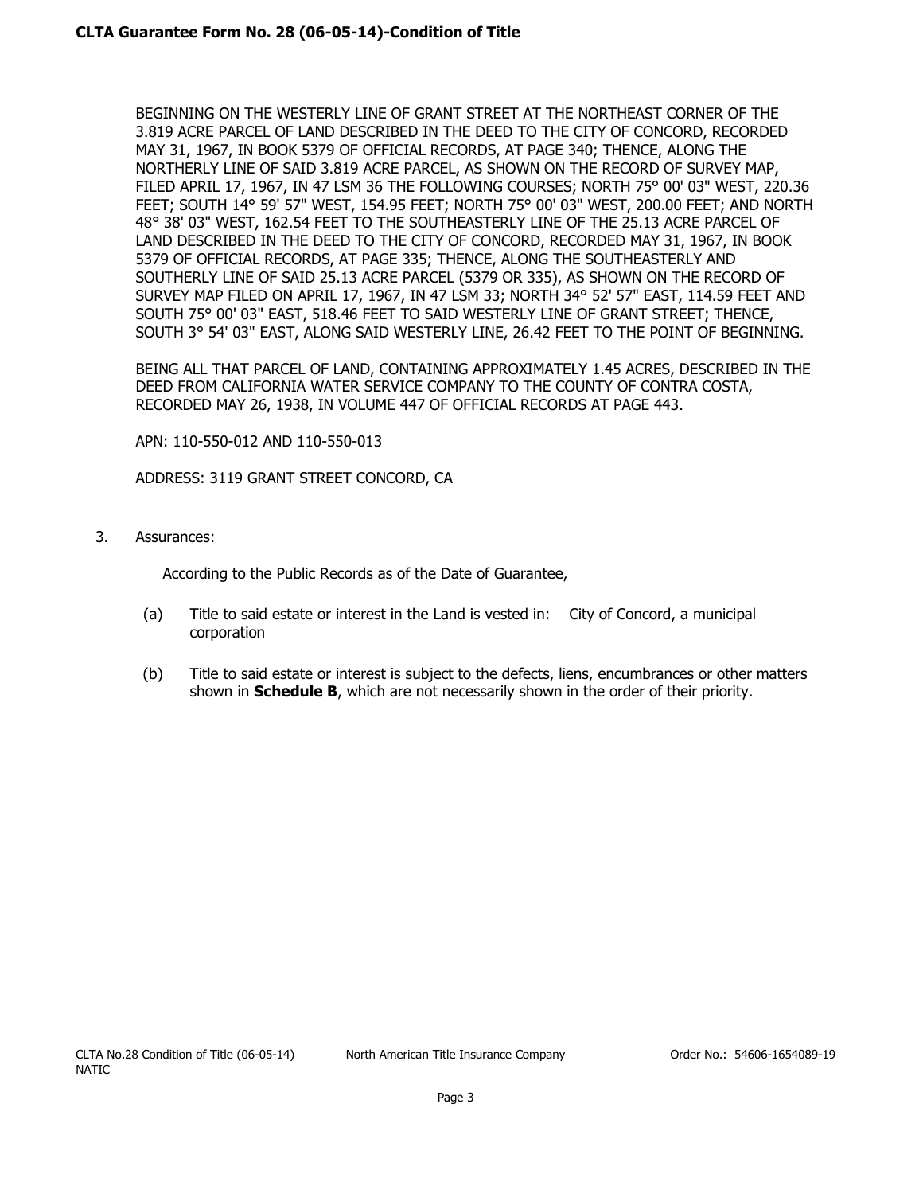BEGINNING ON THE WESTERLY LINE OF GRANT STREET AT THE NORTHEAST CORNER OF THE 3.819 ACRE PARCEL OF LAND DESCRIBED IN THE DEED TO THE CITY OF CONCORD, RECORDED MAY 31, 1967, IN BOOK 5379 OF OFFICIAL RECORDS, AT PAGE 340; THENCE, ALONG THE NORTHERLY LINE OF SAID 3.819 ACRE PARCEL, AS SHOWN ON THE RECORD OF SURVEY MAP, FILED APRIL 17, 1967, IN 47 LSM 36 THE FOLLOWING COURSES; NORTH 75° 00' 03" WEST, 220.36 FEET; SOUTH 14° 59' 57" WEST, 154.95 FEET; NORTH 75° 00' 03" WEST, 200.00 FEET; AND NORTH 48° 38' 03" WEST, 162.54 FEET TO THE SOUTHEASTERLY LINE OF THE 25.13 ACRE PARCEL OF LAND DESCRIBED IN THE DEED TO THE CITY OF CONCORD, RECORDED MAY 31, 1967, IN BOOK 5379 OF OFFICIAL RECORDS, AT PAGE 335; THENCE, ALONG THE SOUTHEASTERLY AND SOUTHERLY LINE OF SAID 25.13 ACRE PARCEL (5379 OR 335), AS SHOWN ON THE RECORD OF SURVEY MAP FILED ON APRIL 17, 1967, IN 47 LSM 33; NORTH 34° 52' 57" EAST, 114.59 FEET AND SOUTH 75° 00' 03" EAST, 518.46 FEET TO SAID WESTERLY LINE OF GRANT STREET; THENCE, SOUTH 3° 54' 03" EAST, ALONG SAID WESTERLY LINE, 26.42 FEET TO THE POINT OF BEGINNING.

BEING ALL THAT PARCEL OF LAND, CONTAINING APPROXIMATELY 1.45 ACRES, DESCRIBED IN THE DEED FROM CALIFORNIA WATER SERVICE COMPANY TO THE COUNTY OF CONTRA COSTA, RECORDED MAY 26, 1938, IN VOLUME 447 OF OFFICIAL RECORDS AT PAGE 443.

APN: 110-550-012 AND 110-550-013

ADDRESS: 3119 GRANT STREET CONCORD, CA

3. Assurances:

   According to the Public Records as of the Date of Guarantee,

   (a) Title to said estate or interest in the Land is vested in: City of Concord, a municipal corporation

   (b) Title to said estate or interest is subject to the defects, liens, encumbrances or other matters shown in **Schedule B**, which are not necessarily shown in the order of their priority.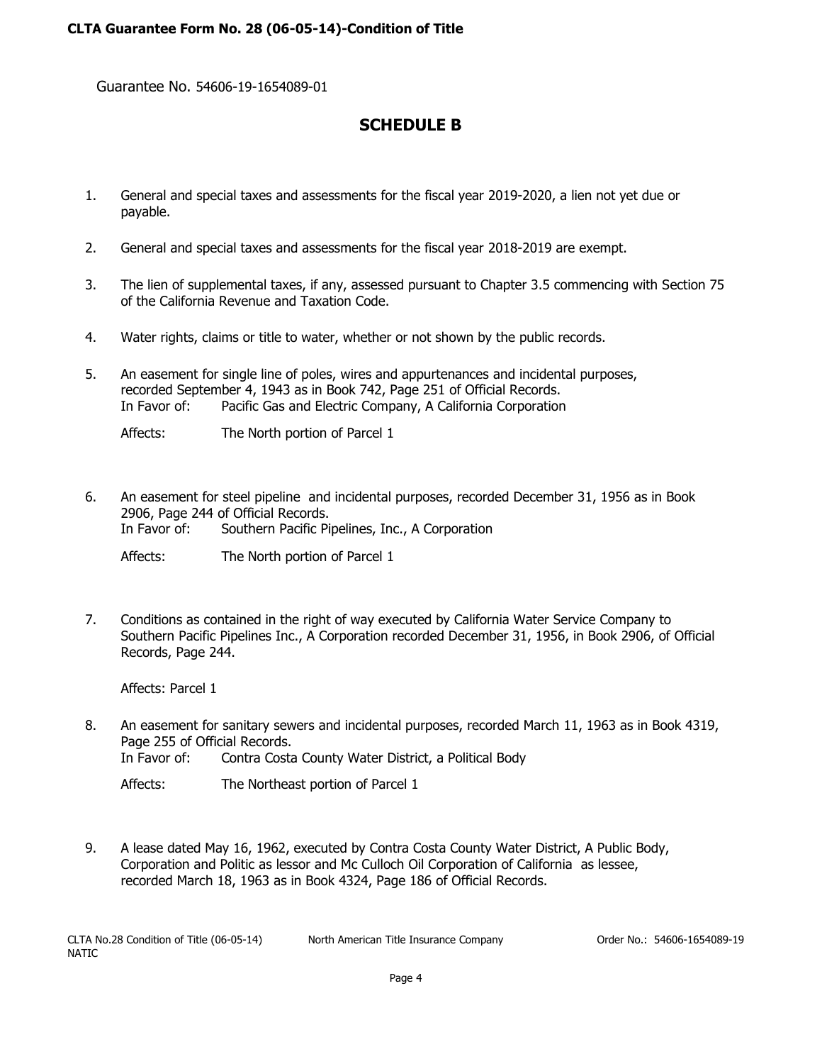Guarantee No. 54606-19-1654089-01

## SCHEDULE B

1. General and special taxes and assessments for the fiscal year 2019-2020, a lien not yet due or payable.

2. General and special taxes and assessments for the fiscal year 2018-2019 are exempt.

3. The lien of supplemental taxes, if any, assessed pursuant to Chapter 3.5 commencing with Section 75 of the California Revenue and Taxation Code.

4. Water rights, claims or title to water, whether or not shown by the public records.

5. An easement for single line of poles, wires and appurtenances and incidental purposes, recorded September 4, 1943 as in Book 742, Page 251 of Official Records.
   In Favor of: Pacific Gas and Electric Company, A California Corporation

   Affects: The North portion of Parcel 1

6. An easement for steel pipeline and incidental purposes, recorded December 31, 1956 as in Book 2906, Page 244 of Official Records.
   In Favor of: Southern Pacific Pipelines, Inc., A Corporation

   Affects: The North portion of Parcel 1

7. Conditions as contained in the right of way executed by California Water Service Company to Southern Pacific Pipelines Inc., A Corporation recorded December 31, 1956, in Book 2906, of Official Records, Page 244.

   Affects: Parcel 1

8. An easement for sanitary sewers and incidental purposes, recorded March 11, 1963 as in Book 4319, Page 255 of Official Records.
   In Favor of: Contra Costa County Water District, a Political Body

   Affects: The Northeast portion of Parcel 1

9. A lease dated May 16, 1962, executed by Contra Costa County Water District, A Public Body, Corporation and Politic as lessor and Mc Culloch Oil Corporation of California as lessee, recorded March 18, 1963 as in Book 4324, Page 186 of Official Records.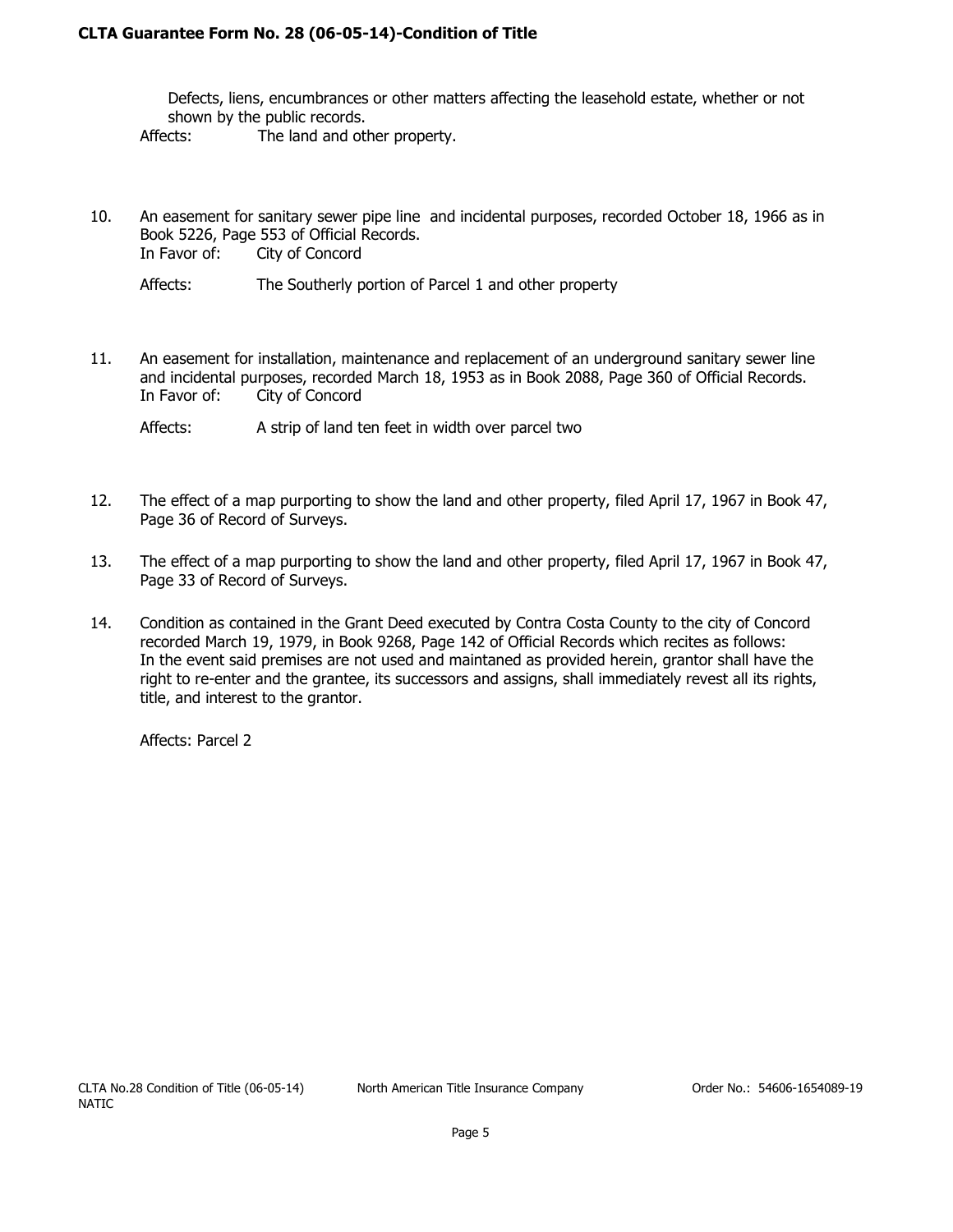Defects, liens, encumbrances or other matters affecting the leasehold estate, whether or not shown by the public records.

Affects: The land and other property.

10. An easement for sanitary sewer pipe line and incidental purposes, recorded October 18, 1966 as in Book 5226, Page 553 of Official Records.
    In Favor of: City of Concord

    Affects: The Southerly portion of Parcel 1 and other property

11. An easement for installation, maintenance and replacement of an underground sanitary sewer line and incidental purposes, recorded March 18, 1953 as in Book 2088, Page 360 of Official Records.
    In Favor of: City of Concord

    Affects: A strip of land ten feet in width over parcel two

12. The effect of a map purporting to show the land and other property, filed April 17, 1967 in Book 47, Page 36 of Record of Surveys.

13. The effect of a map purporting to show the land and other property, filed April 17, 1967 in Book 47, Page 33 of Record of Surveys.

14. Condition as contained in the Grant Deed executed by Contra Costa County to the city of Concord recorded March 19, 1979, in Book 9268, Page 142 of Official Records which recites as follows:
    In the event said premises are not used and maintaned as provided herein, grantor shall have the right to re-enter and the grantee, its successors and assigns, shall immediately revest all its rights, title, and interest to the grantor.

    Affects: Parcel 2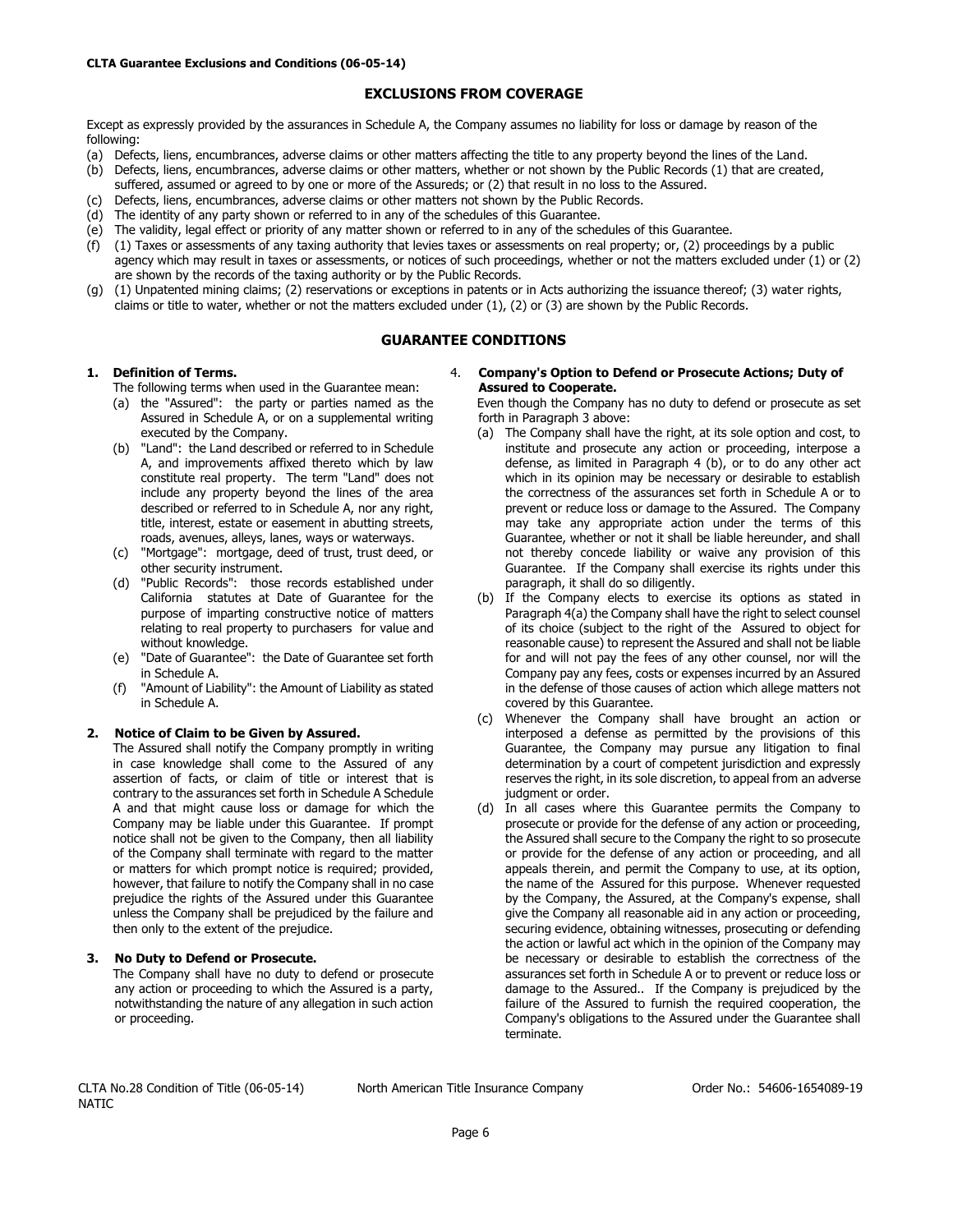**CLTA Guarantee Exclusions and Conditions (06-05-14)**

## EXCLUSIONS FROM COVERAGE

Except as expressly provided by the assurances in Schedule A, the Company assumes no liability for loss or damage by reason of the following:

(a) Defects, liens, encumbrances, adverse claims or other matters affecting the title to any property beyond the lines of the Land.
(b) Defects, liens, encumbrances, adverse claims or other matters, whether or not shown by the Public Records (1) that are created, suffered, assumed or agreed to by one or more of the Assureds; or (2) that result in no loss to the Assured.
(c) Defects, liens, encumbrances, adverse claims or other matters not shown by the Public Records.
(d) The identity of any party shown or referred to in any of the schedules of this Guarantee.
(e) The validity, legal effect or priority of any matter shown or referred to in any of the schedules of this Guarantee.
(f) (1) Taxes or assessments of any taxing authority that levies taxes or assessments on real property; or, (2) proceedings by a public agency which may result in taxes or assessments, or notices of such proceedings, whether or not the matters excluded under (1) or (2) are shown by the records of the taxing authority or by the Public Records.
(g) (1) Unpatented mining claims; (2) reservations or exceptions in patents or in Acts authorizing the issuance thereof; (3) water rights, claims or title to water, whether or not the matters excluded under (1), (2) or (3) are shown by the Public Records.

## GUARANTEE CONDITIONS

**1. Definition of Terms.**

The following terms when used in the Guarantee mean:

(a) the "Assured": the party or parties named as the Assured in Schedule A, or on a supplemental writing executed by the Company.
(b) "Land": the Land described or referred to in Schedule A, and improvements affixed thereto which by law constitute real property. The term "Land" does not include any property beyond the lines of the area described or referred to in Schedule A, nor any right, title, interest, estate or easement in abutting streets, roads, avenues, alleys, lanes, ways or waterways.
(c) "Mortgage": mortgage, deed of trust, trust deed, or other security instrument.
(d) "Public Records": those records established under California statutes at Date of Guarantee for the purpose of imparting constructive notice of matters relating to real property to purchasers for value and without knowledge.
(e) "Date of Guarantee": the Date of Guarantee set forth in Schedule A.
(f) "Amount of Liability": the Amount of Liability as stated in Schedule A.

**2. Notice of Claim to be Given by Assured.**

The Assured shall notify the Company promptly in writing in case knowledge shall come to the Assured of any assertion of facts, or claim of title or interest that is contrary to the assurances set forth in Schedule A Schedule A and that might cause loss or damage for which the Company may be liable under this Guarantee. If prompt notice shall not be given to the Company, then all liability of the Company shall terminate with regard to the matter or matters for which prompt notice is required; provided, however, that failure to notify the Company shall in no case prejudice the rights of the Assured under this Guarantee unless the Company shall be prejudiced by the failure and then only to the extent of the prejudice.

**3. No Duty to Defend or Prosecute.**

The Company shall have no duty to defend or prosecute any action or proceeding to which the Assured is a party, notwithstanding the nature of any allegation in such action or proceeding.

**4. Company's Option to Defend or Prosecute Actions; Duty of Assured to Cooperate.**

Even though the Company has no duty to defend or prosecute as set forth in Paragraph 3 above:

(a) The Company shall have the right, at its sole option and cost, to institute and prosecute any action or proceeding, interpose a defense, as limited in Paragraph 4 (b), or to do any other act which in its opinion may be necessary or desirable to establish the correctness of the assurances set forth in Schedule A or to prevent or reduce loss or damage to the Assured. The Company may take any appropriate action under the terms of this Guarantee, whether or not it shall be liable hereunder, and shall not thereby concede liability or waive any provision of this Guarantee. If the Company shall exercise its rights under this paragraph, it shall do so diligently.
(b) If the Company elects to exercise its options as stated in Paragraph 4(a) the Company shall have the right to select counsel of its choice (subject to the right of the Assured to object for reasonable cause) to represent the Assured and shall not be liable for and will not pay the fees of any other counsel, nor will the Company pay any fees, costs or expenses incurred by an Assured in the defense of those causes of action which allege matters not covered by this Guarantee.
(c) Whenever the Company shall have brought an action or interposed a defense as permitted by the provisions of this Guarantee, the Company may pursue any litigation to final determination by a court of competent jurisdiction and expressly reserves the right, in its sole discretion, to appeal from an adverse judgment or order.
(d) In all cases where this Guarantee permits the Company to prosecute or provide for the defense of any action or proceeding, the Assured shall secure to the Company the right to so prosecute or provide for the defense of any action or proceeding, and all appeals therein, and permit the Company to use, at its option, the name of the Assured for this purpose. Whenever requested by the Company, the Assured, at the Company's expense, shall give the Company all reasonable aid in any action or proceeding, securing evidence, obtaining witnesses, prosecuting or defending the action or lawful act which in the opinion of the Company may be necessary or desirable to establish the correctness of the assurances set forth in Schedule A or to prevent or reduce loss or damage to the Assured.. If the Company is prejudiced by the failure of the Assured to furnish the required cooperation, the Company's obligations to the Assured under the Guarantee shall terminate.

CLTA No.28 Condition of Title (06-05-14) NATIC — North American Title Insurance Company — Order No.: 54606-1654089-19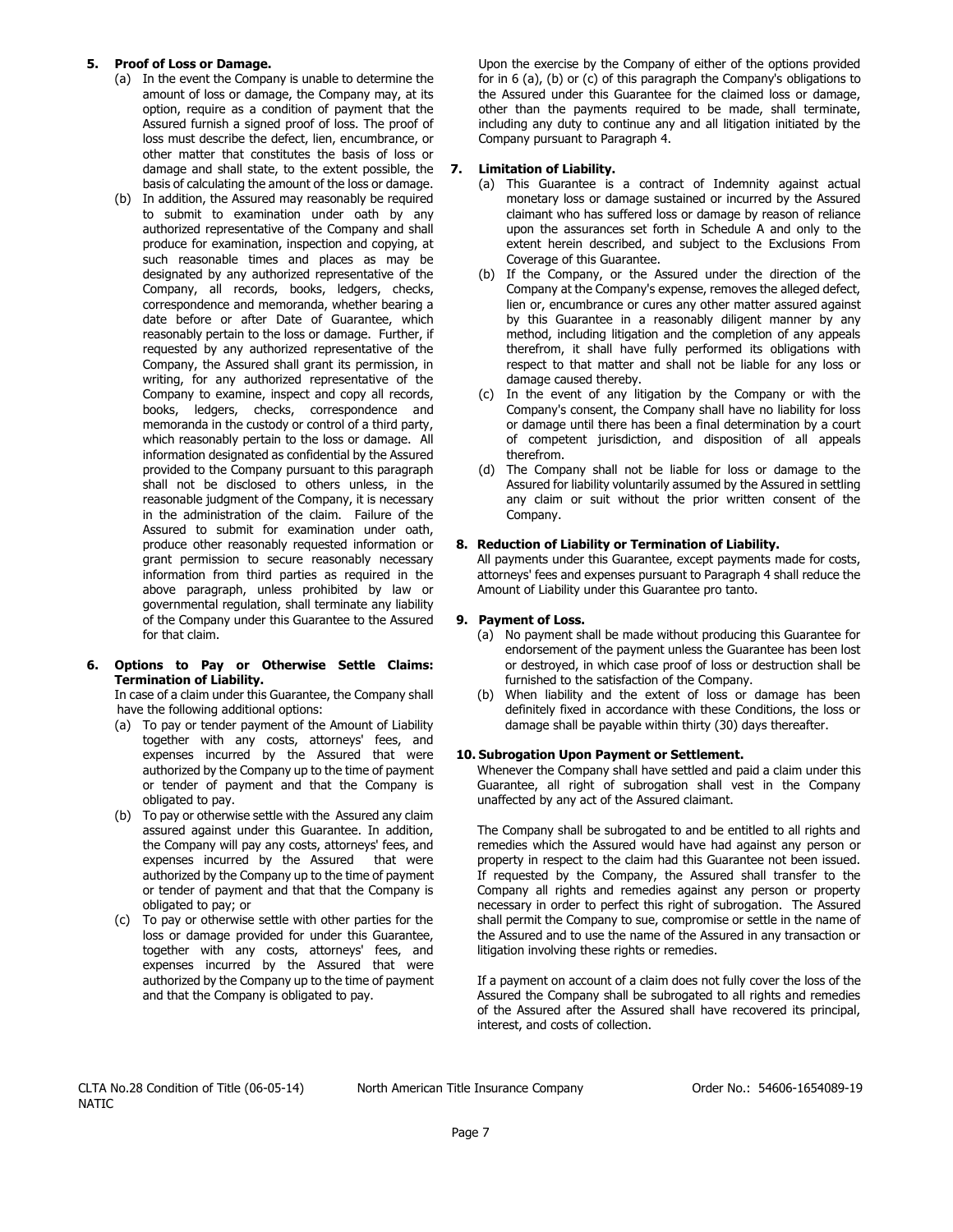**5. Proof of Loss or Damage.**

(a) In the event the Company is unable to determine the amount of loss or damage, the Company may, at its option, require as a condition of payment that the Assured furnish a signed proof of loss. The proof of loss must describe the defect, lien, encumbrance, or other matter that constitutes the basis of loss or damage and shall state, to the extent possible, the basis of calculating the amount of the loss or damage.

(b) In addition, the Assured may reasonably be required to submit to examination under oath by any authorized representative of the Company and shall produce for examination, inspection and copying, at such reasonable times and places as may be designated by any authorized representative of the Company, all records, books, ledgers, checks, correspondence and memoranda, whether bearing a date before or after Date of Guarantee, which reasonably pertain to the loss or damage. Further, if requested by any authorized representative of the Company, the Assured shall grant its permission, in writing, for any authorized representative of the Company to examine, inspect and copy all records, books, ledgers, checks, correspondence and memoranda in the custody or control of a third party, which reasonably pertain to the loss or damage. All information designated as confidential by the Assured provided to the Company pursuant to this paragraph shall not be disclosed to others unless, in the reasonable judgment of the Company, it is necessary in the administration of the claim. Failure of the Assured to submit for examination under oath, produce other reasonably requested information or grant permission to secure reasonably necessary information from third parties as required in the above paragraph, unless prohibited by law or governmental regulation, shall terminate any liability of the Company under this Guarantee to the Assured for that claim.

**6. Options to Pay or Otherwise Settle Claims: Termination of Liability.**

In case of a claim under this Guarantee, the Company shall have the following additional options:

(a) To pay or tender payment of the Amount of Liability together with any costs, attorneys' fees, and expenses incurred by the Assured that were authorized by the Company up to the time of payment or tender of payment and that the Company is obligated to pay.

(b) To pay or otherwise settle with the Assured any claim assured against under this Guarantee. In addition, the Company will pay any costs, attorneys' fees, and expenses incurred by the Assured that were authorized by the Company up to the time of payment or tender of payment and that that the Company is obligated to pay; or

(c) To pay or otherwise settle with other parties for the loss or damage provided for under this Guarantee, together with any costs, attorneys' fees, and expenses incurred by the Assured that were authorized by the Company up to the time of payment and that the Company is obligated to pay.

Upon the exercise by the Company of either of the options provided for in 6 (a), (b) or (c) of this paragraph the Company's obligations to the Assured under this Guarantee for the claimed loss or damage, other than the payments required to be made, shall terminate, including any duty to continue any and all litigation initiated by the Company pursuant to Paragraph 4.

**7. Limitation of Liability.**

(a) This Guarantee is a contract of Indemnity against actual monetary loss or damage sustained or incurred by the Assured claimant who has suffered loss or damage by reason of reliance upon the assurances set forth in Schedule A and only to the extent herein described, and subject to the Exclusions From Coverage of this Guarantee.

(b) If the Company, or the Assured under the direction of the Company at the Company's expense, removes the alleged defect, lien or, encumbrance or cures any other matter assured against by this Guarantee in a reasonably diligent manner by any method, including litigation and the completion of any appeals therefrom, it shall have fully performed its obligations with respect to that matter and shall not be liable for any loss or damage caused thereby.

(c) In the event of any litigation by the Company or with the Company's consent, the Company shall have no liability for loss or damage until there has been a final determination by a court of competent jurisdiction, and disposition of all appeals therefrom.

(d) The Company shall not be liable for loss or damage to the Assured for liability voluntarily assumed by the Assured in settling any claim or suit without the prior written consent of the Company.

**8. Reduction of Liability or Termination of Liability.**

All payments under this Guarantee, except payments made for costs, attorneys' fees and expenses pursuant to Paragraph 4 shall reduce the Amount of Liability under this Guarantee pro tanto.

**9. Payment of Loss.**

(a) No payment shall be made without producing this Guarantee for endorsement of the payment unless the Guarantee has been lost or destroyed, in which case proof of loss or destruction shall be furnished to the satisfaction of the Company.

(b) When liability and the extent of loss or damage has been definitely fixed in accordance with these Conditions, the loss or damage shall be payable within thirty (30) days thereafter.

**10. Subrogation Upon Payment or Settlement.**

Whenever the Company shall have settled and paid a claim under this Guarantee, all right of subrogation shall vest in the Company unaffected by any act of the Assured claimant.

The Company shall be subrogated to and be entitled to all rights and remedies which the Assured would have had against any person or property in respect to the claim had this Guarantee not been issued. If requested by the Company, the Assured shall transfer to the Company all rights and remedies against any person or property necessary in order to perfect this right of subrogation. The Assured shall permit the Company to sue, compromise or settle in the name of the Assured and to use the name of the Assured in any transaction or litigation involving these rights or remedies.

If a payment on account of a claim does not fully cover the loss of the Assured the Company shall be subrogated to all rights and remedies of the Assured after the Assured shall have recovered its principal, interest, and costs of collection.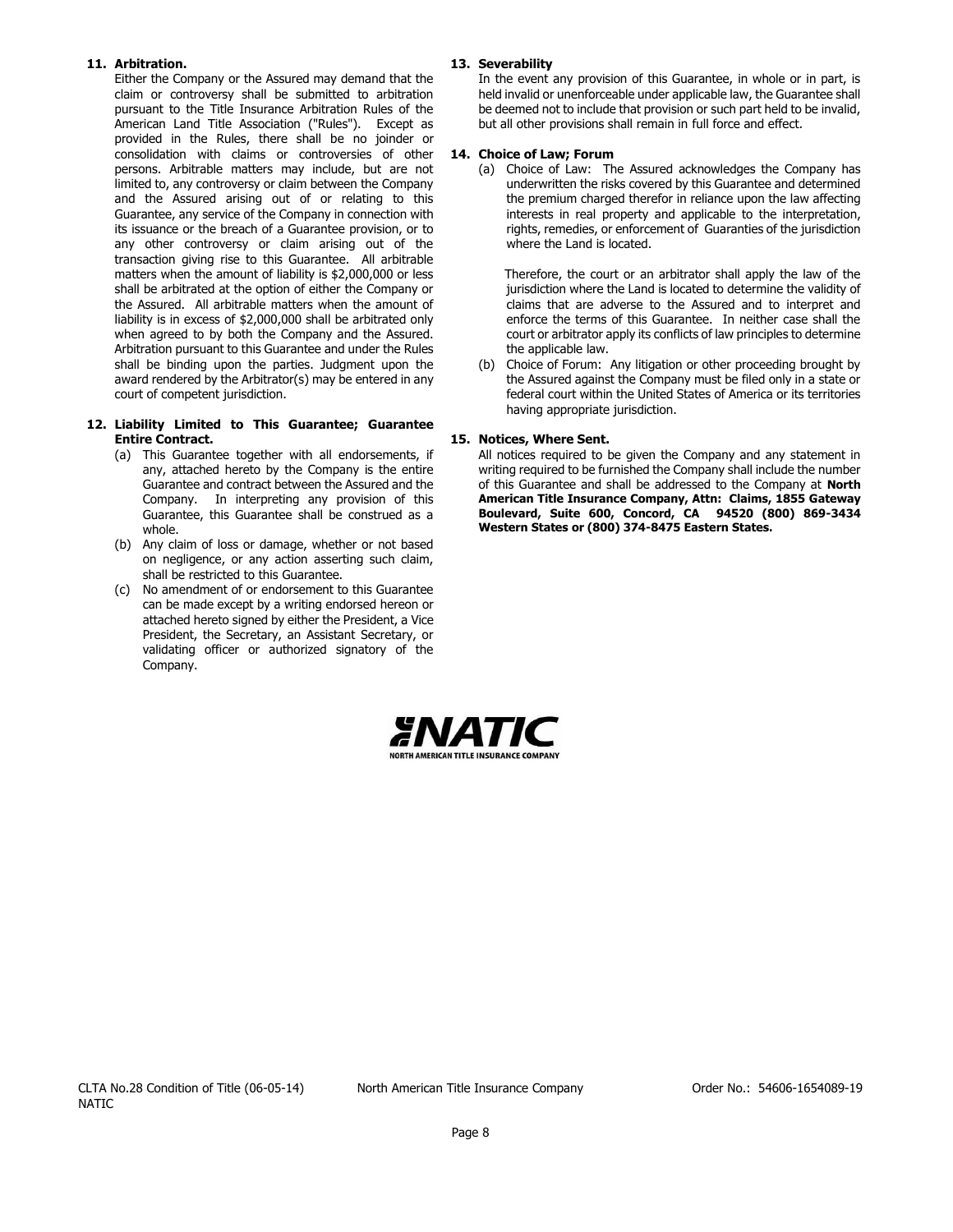**11. Arbitration.**

Either the Company or the Assured may demand that the claim or controversy shall be submitted to arbitration pursuant to the Title Insurance Arbitration Rules of the American Land Title Association ("Rules"). Except as provided in the Rules, there shall be no joinder or consolidation with claims or controversies of other persons. Arbitrable matters may include, but are not limited to, any controversy or claim between the Company and the Assured arising out of or relating to this Guarantee, any service of the Company in connection with its issuance or the breach of a Guarantee provision, or to any other controversy or claim arising out of the transaction giving rise to this Guarantee. All arbitrable matters when the amount of liability is $2,000,000 or less shall be arbitrated at the option of either the Company or the Assured. All arbitrable matters when the amount of liability is in excess of $2,000,000 shall be arbitrated only when agreed to by both the Company and the Assured. Arbitration pursuant to this Guarantee and under the Rules shall be binding upon the parties. Judgment upon the award rendered by the Arbitrator(s) may be entered in any court of competent jurisdiction.

**12. Liability Limited to This Guarantee; Guarantee Entire Contract.**

(a) This Guarantee together with all endorsements, if any, attached hereto by the Company is the entire Guarantee and contract between the Assured and the Company. In interpreting any provision of this Guarantee, this Guarantee shall be construed as a whole.

(b) Any claim of loss or damage, whether or not based on negligence, or any action asserting such claim, shall be restricted to this Guarantee.

(c) No amendment of or endorsement to this Guarantee can be made except by a writing endorsed hereon or attached hereto signed by either the President, a Vice President, the Secretary, an Assistant Secretary, or validating officer or authorized signatory of the Company.

**13. Severability**

In the event any provision of this Guarantee, in whole or in part, is held invalid or unenforceable under applicable law, the Guarantee shall be deemed not to include that provision or such part held to be invalid, but all other provisions shall remain in full force and effect.

**14. Choice of Law; Forum**

(a) Choice of Law: The Assured acknowledges the Company has underwritten the risks covered by this Guarantee and determined the premium charged therefor in reliance upon the law affecting interests in real property and applicable to the interpretation, rights, remedies, or enforcement of Guaranties of the jurisdiction where the Land is located.

Therefore, the court or an arbitrator shall apply the law of the jurisdiction where the Land is located to determine the validity of claims that are adverse to the Assured and to interpret and enforce the terms of this Guarantee. In neither case shall the court or arbitrator apply its conflicts of law principles to determine the applicable law.

(b) Choice of Forum: Any litigation or other proceeding brought by the Assured against the Company must be filed only in a state or federal court within the United States of America or its territories having appropriate jurisdiction.

**15. Notices, Where Sent.**

All notices required to be given the Company and any statement in writing required to be furnished the Company shall include the number of this Guarantee and shall be addressed to the Company at **North American Title Insurance Company, Attn: Claims, 1855 Gateway Boulevard, Suite 600, Concord, CA 94520 (800) 869-3434 Western States or (800) 374-8475 Eastern States.**

NATIC
NORTH AMERICAN TITLE INSURANCE COMPANY

CLTA No.28 Condition of Title (06-05-14) NATIC | North American Title Insurance Company | Order No.: 54606-1654089-19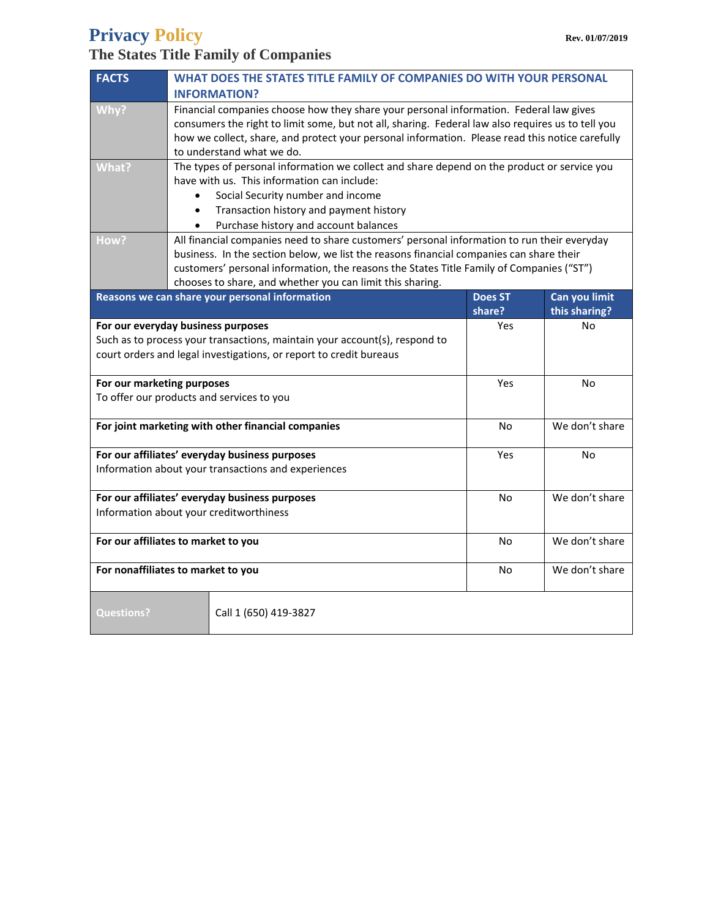# Privacy Policy

**Rev. 01/07/2019**

## The States Title Family of Companies

| FACTS | WHAT DOES THE STATES TITLE FAMILY OF COMPANIES DO WITH YOUR PERSONAL INFORMATION? |
|---|---|
| **Why?** | Financial companies choose how they share your personal information. Federal law gives consumers the right to limit some, but not all, sharing. Federal law also requires us to tell you how we collect, share, and protect your personal information. Please read this notice carefully to understand what we do. |
| **What?** | The types of personal information we collect and share depend on the product or service you have with us. This information can include:<br>• Social Security number and income<br>• Transaction history and payment history<br>• Purchase history and account balances |
| **How?** | All financial companies need to share customers' personal information to run their everyday business. In the section below, we list the reasons financial companies can share their customers' personal information, the reasons the States Title Family of Companies ("ST") chooses to share, and whether you can limit this sharing. |

| Reasons we can share your personal information | Does ST share? | Can you limit this sharing? |
|---|---|---|
| **For our everyday business purposes**<br>Such as to process your transactions, maintain your account(s), respond to court orders and legal investigations, or report to credit bureaus | Yes | No |
| **For our marketing purposes**<br>To offer our products and services to you | Yes | No |
| **For joint marketing with other financial companies** | No | We don't share |
| **For our affiliates' everyday business purposes**<br>Information about your transactions and experiences | Yes | No |
| **For our affiliates' everyday business purposes**<br>Information about your creditworthiness | No | We don't share |
| **For our affiliates to market to you** | No | We don't share |
| **For nonaffiliates to market to you** | No | We don't share |

| Questions? | Call 1 (650) 419-3827 |
|---|---|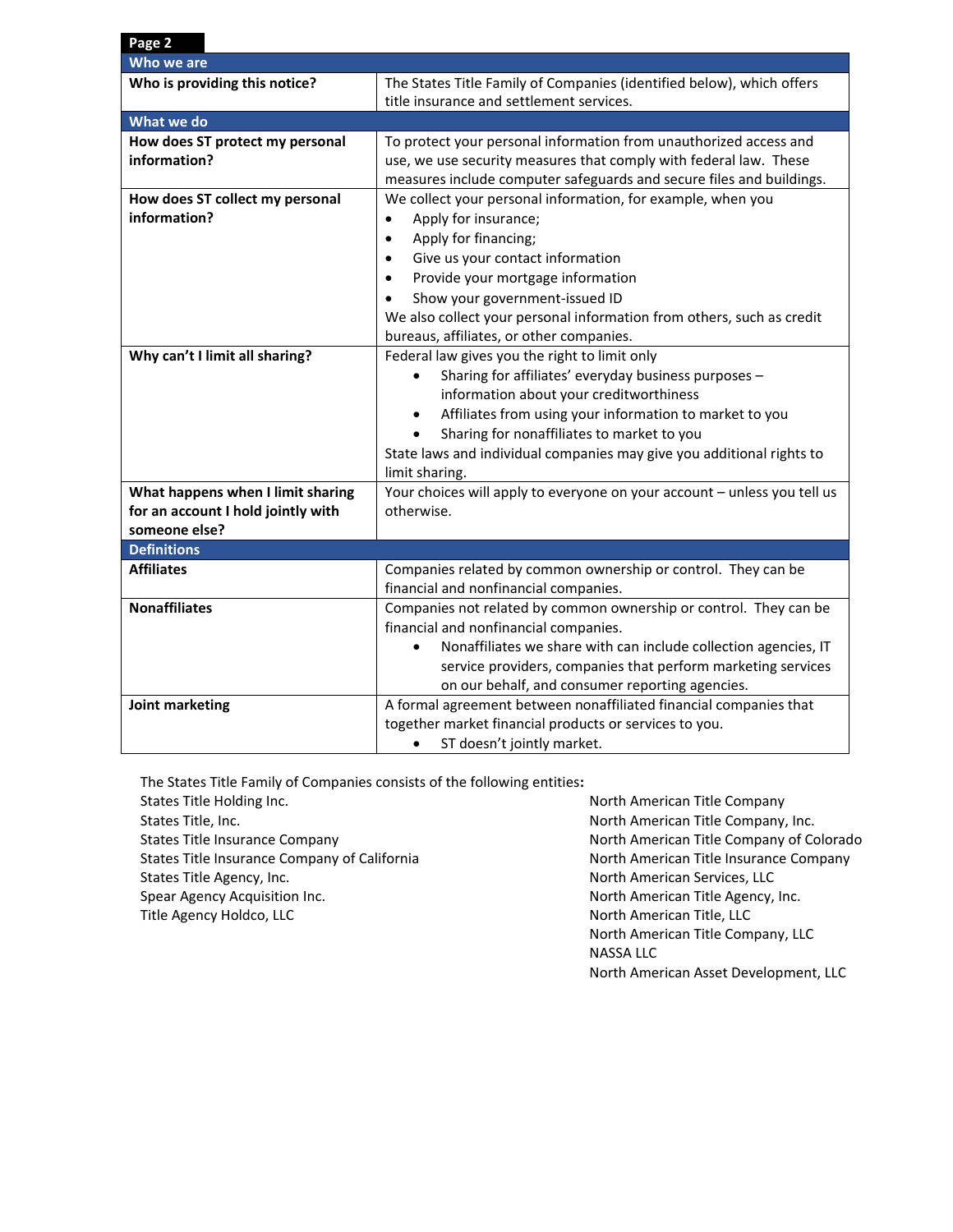**Page 2**

| Who we are | |
|---|---|
| **Who is providing this notice?** | The States Title Family of Companies (identified below), which offers title insurance and settlement services. |
| **What we do** | |
| **How does ST protect my personal information?** | To protect your personal information from unauthorized access and use, we use security measures that comply with federal law. These measures include computer safeguards and secure files and buildings. |
| **How does ST collect my personal information?** | We collect your personal information, for example, when you<br>• Apply for insurance;<br>• Apply for financing;<br>• Give us your contact information<br>• Provide your mortgage information<br>• Show your government-issued ID<br>We also collect your personal information from others, such as credit bureaus, affiliates, or other companies. |
| **Why can't I limit all sharing?** | Federal law gives you the right to limit only<br>• Sharing for affiliates' everyday business purposes – information about your creditworthiness<br>• Affiliates from using your information to market to you<br>• Sharing for nonaffiliates to market to you<br>State laws and individual companies may give you additional rights to limit sharing. |
| **What happens when I limit sharing for an account I hold jointly with someone else?** | Your choices will apply to everyone on your account – unless you tell us otherwise. |
| **Definitions** | |
| **Affiliates** | Companies related by common ownership or control. They can be financial and nonfinancial companies. |
| **Nonaffiliates** | Companies not related by common ownership or control. They can be financial and nonfinancial companies.<br>• Nonaffiliates we share with can include collection agencies, IT service providers, companies that perform marketing services on our behalf, and consumer reporting agencies. |
| **Joint marketing** | A formal agreement between nonaffiliated financial companies that together market financial products or services to you.<br>• ST doesn't jointly market. |

The States Title Family of Companies consists of the following entities**:**

States Title Holding Inc.
States Title, Inc.
States Title Insurance Company
States Title Insurance Company of California
States Title Agency, Inc.
Spear Agency Acquisition Inc.
Title Agency Holdco, LLC
North American Title Company
North American Title Company, Inc.
North American Title Company of Colorado
North American Title Insurance Company
North American Services, LLC
North American Title Agency, Inc.
North American Title, LLC
North American Title Company, LLC
NASSA LLC
North American Asset Development, LLC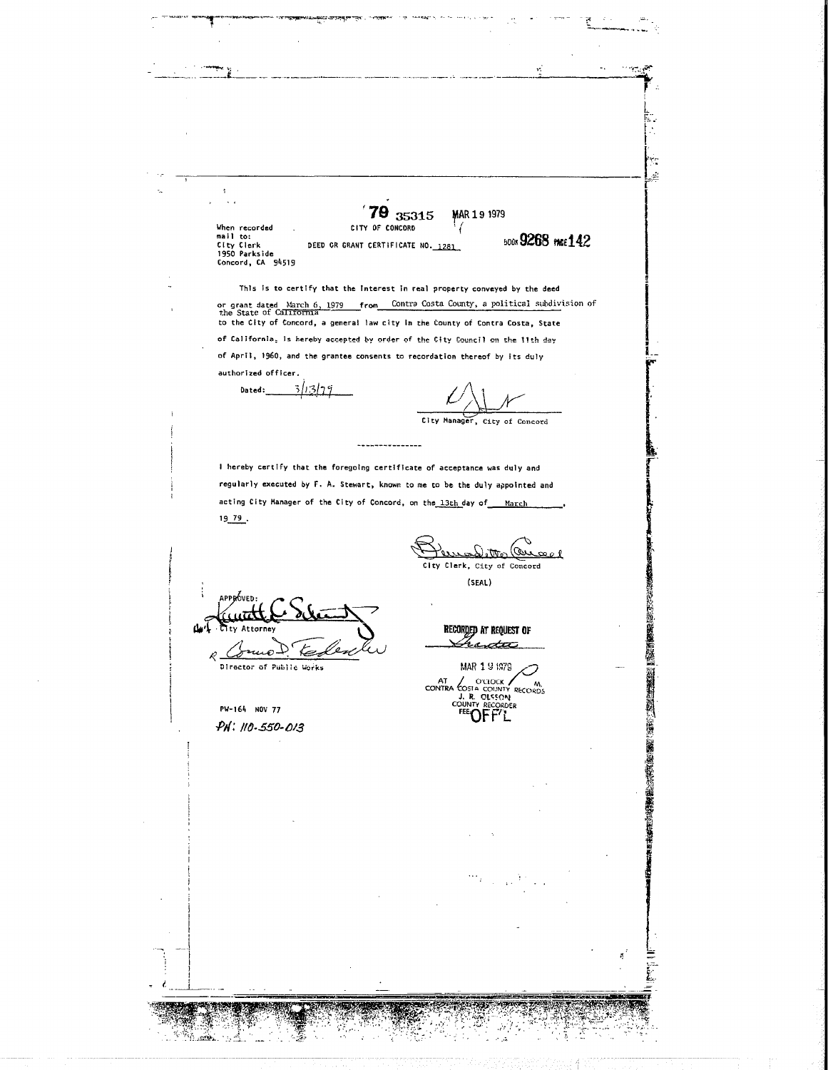'79 35315 MAR 19 1979

When recorded mail to:
City Clerk
1950 Parkside
Concord, CA 94519

CITY OF CONCORD

DEED OR GRANT CERTIFICATE NO. 1281

BOOK 9268 PAGE 142

This is to certify that the interest in real property conveyed by the deed or grant dated March 6, 1979 from Contra Costa County, a political subdivision of the State of California to the City of Concord, a general law city in the County of Contra Costa, State of California, is hereby accepted by order of the City Council on the 11th day of April, 1960, and the grantee consents to recordation thereof by its duly authorized officer.

Dated: 3/13/79

City Manager, City of Concord

---------------

I hereby certify that the foregoing certificate of acceptance was duly and regularly executed by F. A. Stewart, known to me to be the duly appointed and acting City Manager of the City of Concord, on the 13th day of March, 19 79.

City Clerk, City of Concord

(SEAL)

APPROVED:

City Attorney

Director of Public Works

RECORDED AT REQUEST OF

MAR 19 1979

AT O'CLOCK M.
CONTRA COSTA COUNTY RECORDS
J. R. OLSSON
COUNTY RECORDER
FEE OFF'L

PW-164 NOV 77

PN: 110-550-013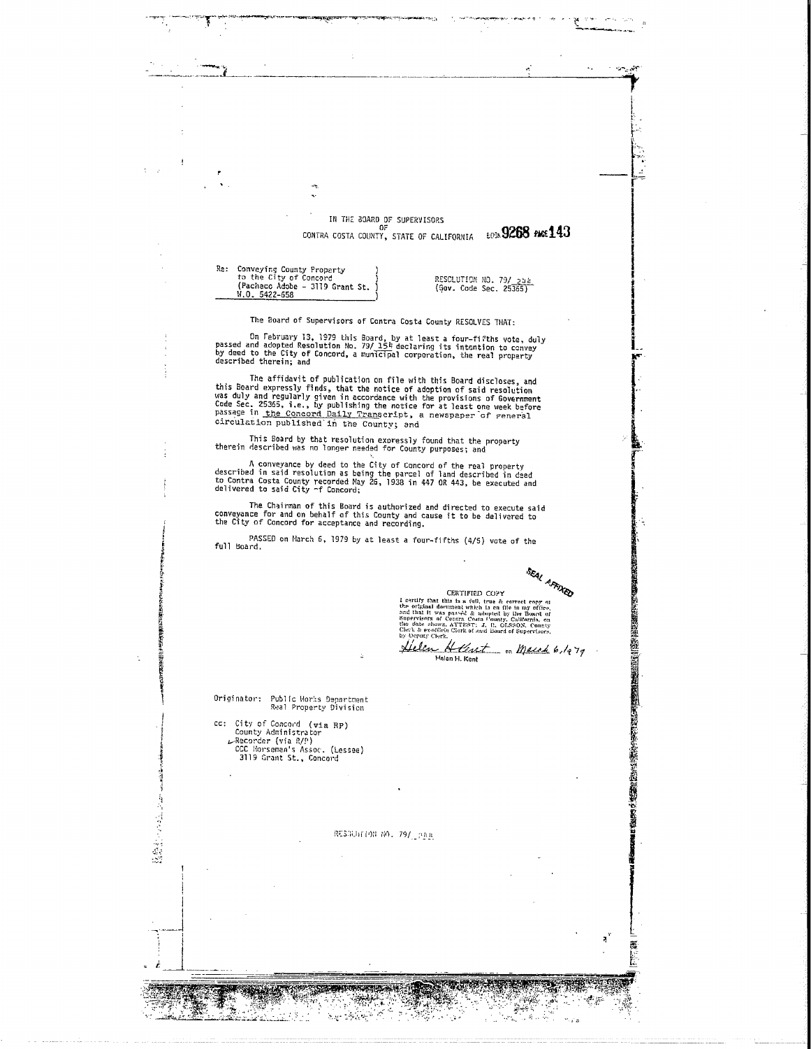IN THE BOARD OF SUPERVISORS
OF
CONTRA COSTA COUNTY, STATE OF CALIFORNIA

BOOK 9268 PAGE 143

Re: Conveying County Property to the City of Concord (Pacheco Adobe - 3119 Grant St. W.O. 5422-658

RESOLUTION NO. 79/ 248
(Gov. Code Sec. 25365)

The Board of Supervisors of Contra Costa County RESOLVES THAT:

On February 13, 1979 this Board, by at least a four-fifths vote, duly passed and adopted Resolution No. 79/ 154 declaring its intention to convey by deed to the City of Concord, a municipal corporation, the real property described therein; and

The affidavit of publication on file with this Board discloses, and this Board expressly finds, that the notice of adoption of said resolution was duly and regularly given in accordance with the provisions of Government Code Sec. 25365, i.e., by publishing the notice for at least one week before passage in the Concord Daily Transcript, a newspaper of general circulation published in the County; and

This Board by that resolution expressly found that the property therein described was no longer needed for County purposes; and

A conveyance by deed to the City of Concord of the real property described in said resolution as being the parcel of land described in deed to Contra Costa County recorded May 26, 1938 in 447 OR 443, be executed and delivered to said City of Concord;

The Chairman of this Board is authorized and directed to execute said conveyance for and on behalf of this County and cause it to be delivered to the City of Concord for acceptance and recording.

PASSED on March 6, 1979 by at least a four-fifths (4/5) vote of the full Board.

SEAL AFFIXED

CERTIFIED COPY
I certify that this is a full, true & correct copy of the original document which is on file in my office, and that it was passed & adopted by the Board of Supervisors of Contra Costa County, California, on the date shown. ATTEST: J. R. OLSSON, County Clerk & ex-officio Clerk of said Board of Supervisors, by Deputy Clerk.

Helen H. Kent on March 6, 1979
Helen H. Kent

Originator: Public Works Department
Real Property Division

cc: City of Concord (via RP)
County Administrator
Recorder (via R/P)
CCC Horsemen's Assoc. (Lessee)
3119 Grant St., Concord

RESOLUTION NO. 79/ 248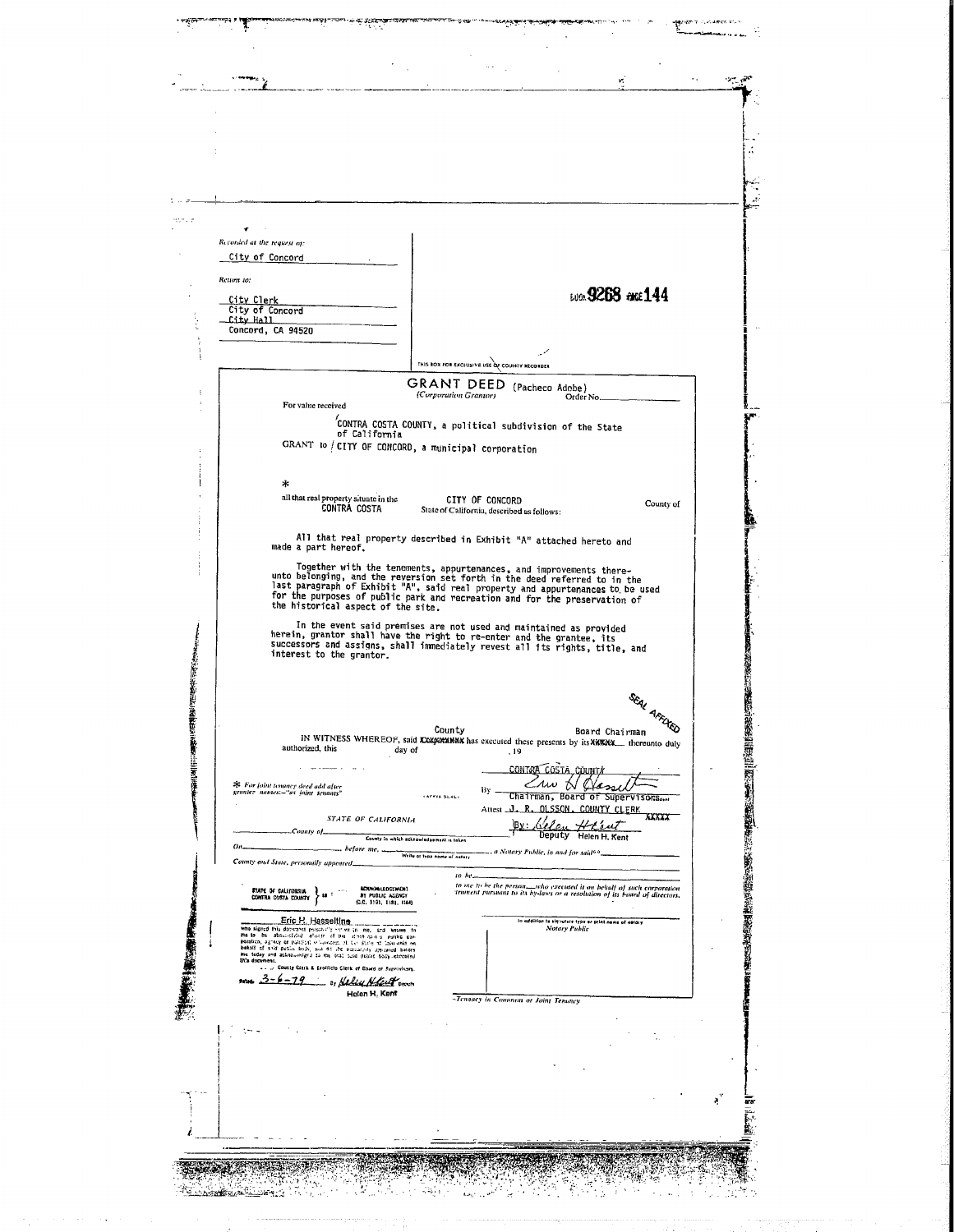Recorded at the request of:

City of Concord

Return to:

City Clerk
City of Concord
City Hall
Concord, CA 94520

BOOK 9268 PAGE 144

THIS BOX FOR EXCLUSIVE USE OF COUNTY RECORDER

# GRANT DEED (Pacheco Adobe)

(Corporation Grantor) Order No.

For value received

CONTRA COSTA COUNTY, a political subdivision of the State of California

GRANT to CITY OF CONCORD, a municipal corporation

*

all that real property situate in the CITY OF CONCORD County of CONTRA COSTA State of California, described as follows:

All that real property described in Exhibit "A" attached hereto and made a part hereof.

Together with the tenements, appurtenances, and improvements thereunto belonging, and the reversion set forth in the deed referred to in the last paragraph of Exhibit "A", said real property and appurtenances to be used for the purposes of public park and recreation and for the preservation of the historical aspect of the site.

In the event said premises are not used and maintained as provided herein, grantor shall have the right to re-enter and the grantee, its successors and assigns, shall immediately revest all its rights, title, and interest to the grantor.

SEAL AFFIXED

IN WITNESS WHEREOF, said ~~Corporation~~ County has executed these presents by its ~~XXXXX~~ Board Chairman thereunto duly authorized, this ______ day of ______, 19__

CONTRA COSTA COUNTY

By [signature] Chairman, Board of Supervisors

(AFFIX SEAL)

Attest J. R. OLSSON, COUNTY CLERK

By: [signature] Deputy Helen H. Kent

* For joint tenancy deed add after grantee names:—"as joint tenants"

STATE OF CALIFORNIA

County of ______

County in which acknowledgement is taken

On ______ before me, ______, a Notary Public, in and for said County and State, personally appeared ______

Write or type name of notary

to be ______ to me to be the person ___ who executed it on behalf of such corporation ... pursuant to its by-laws or a resolution of its board of directors.

In addition to signature type or print name of notary

Notary Public

STATE OF CALIFORNIA } ss
CONTRA COSTA COUNTY }

ACKNOWLEDGEMENT BY PUBLIC AGENCY (C.C. 1190, 1181, 1184)

Eric H. Hasseltine

who signed this document personally known to me, and known to me to be the described officer of the therein named public corporation, agency or political subdivision of the State of California on behalf of said public body, and he personally appeared before me today and acknowledged to me that said public body executed this document.

J. R. Olsson, County Clerk & Ex-officio Clerk of Board of Supervisors.

Dated: 3-6-79 By [signature] Deputy
Helen H. Kent

~Tenancy in Common or Joint Tenancy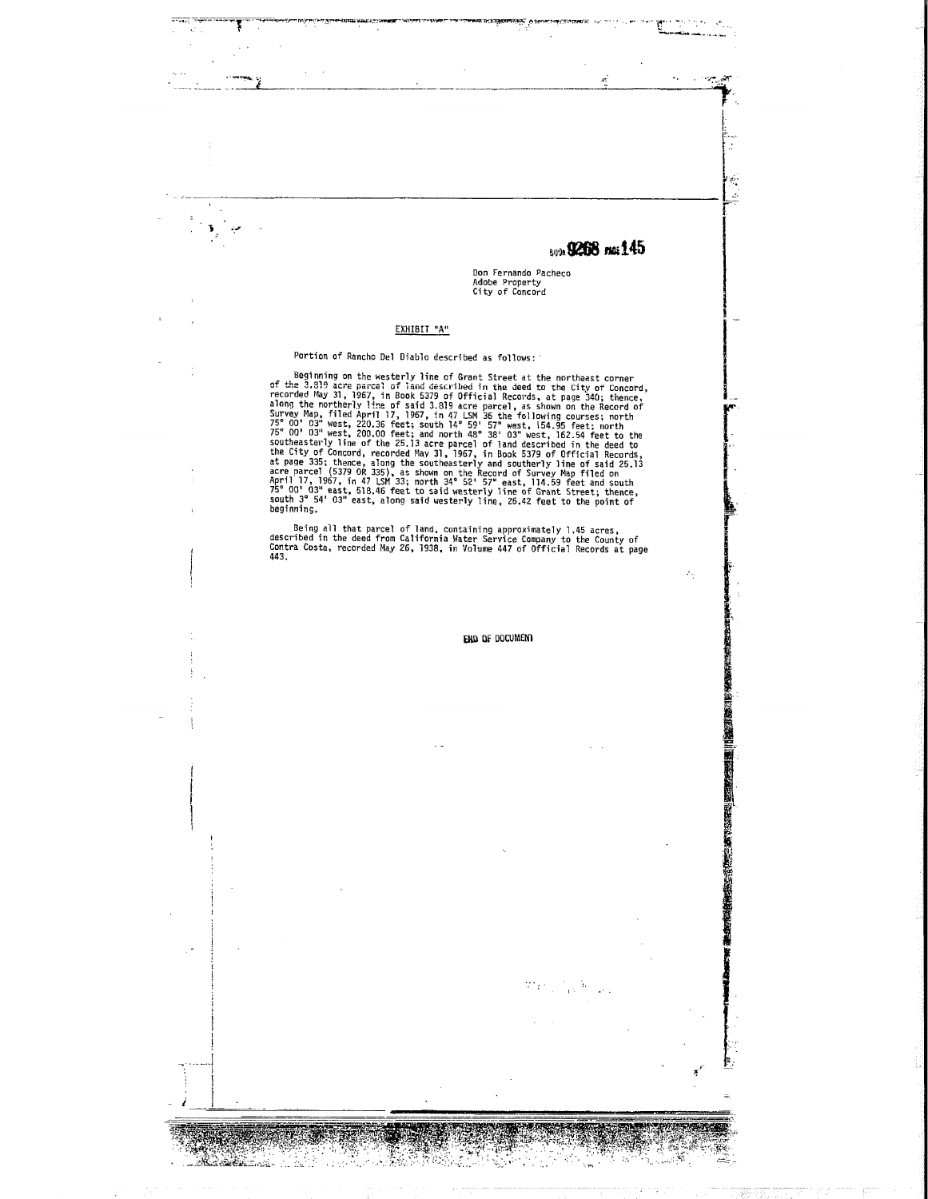BOOK 9268 PAGE 145

Don Fernando Pacheco
Adobe Property
City of Concord

EXHIBIT "A"

Portion of Rancho Del Diablo described as follows:

Beginning on the westerly line of Grant Street at the northeast corner of the 3.819 acre parcel of land described in the deed to the City of Concord, recorded May 31, 1967, in Book 5379 of Official Records, at page 340; thence, along the northerly line of said 3.819 acre parcel, as shown on the Record of Survey Map, filed April 17, 1967, in 47 LSM 36 the following courses; north 75° 00' 03" west, 220.36 feet; south 14° 59' 57" west, 154.95 feet; north 75° 00' 03" west, 200.00 feet; and north 48° 38' 03" west, 162.54 feet to the southeasterly line of the 25.13 acre parcel of land described in the deed to the City of Concord, recorded May 31, 1967, in Book 5379 of Official Records, at page 335; thence, along the southeasterly and southerly line of said 25.13 acre parcel (5379 OR 335), as shown on the Record of Survey Map filed on April 17, 1967, in 47 LSM 33; north 34° 52' 57" east, 114.59 feet and south 75° 00' 03" east, 518.46 feet to said westerly line of Grant Street; thence, south 3° 54' 03" east, along said westerly line, 26.42 feet to the point of beginning.

Being all that parcel of land, containing approximately 1.45 acres, described in the deed from California Water Service Company to the County of Contra Costa, recorded May 26, 1938, in Volume 447 of Official Records at page 443.

END OF DOCUMENT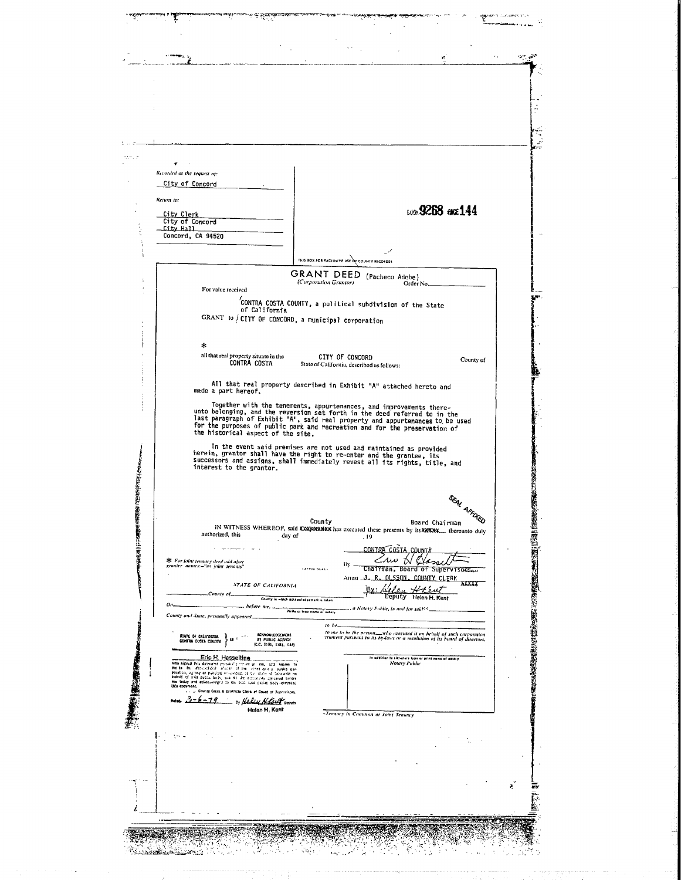Recorded at the request of:

City of Concord

Return to:

City Clerk
City of Concord
City Hall
Concord, CA 94520

BOOK 9268 PAGE 144

THIS BOX FOR EXCLUSIVE USE OF COUNTY RECORDER

# GRANT DEED (Pacheco Adobe)

*(Corporation Grantor)*

Order No.

For value received

CONTRA COSTA COUNTY, a political subdivision of the State of California

GRANT to CITY OF CONCORD, a municipal corporation

*

all that real property situate in the CITY OF CONCORD County of CONTRA COSTA State of California, described as follows:

All that real property described in Exhibit "A" attached hereto and made a part hereof.

Together with the tenements, appurtenances, and improvements thereunto belonging, and the reversion set forth in the deed referred to in the last paragraph of Exhibit "A", said real property and appurtenances to be used for the purposes of public park and recreation and for the preservation of the historical aspect of the site.

In the event said premises are not used and maintained as provided herein, grantor shall have the right to re-enter and the grantee, its successors and assigns, shall immediately revest all its rights, title, and interest to the grantor.

SEAL AFFIXED

IN WITNESS WHEREOF, said County has executed these presents by its Board Chairman thereunto duly authorized, this day of , 19

CONTRA COSTA COUNTY

By Chairman, Board of Supervisors

Attest J. R. OLSSON, COUNTY CLERK

By: Deputy Helen H. Kent

* For joint tenancy deed add after grantee names:—"as joint tenants"

(AFFIX SEAL)

STATE OF CALIFORNIA

County of

County in which acknowledgement is taken

On before me, a Notary Public, in and for said County and State, personally appeared

Write or type name of notary

to be

to me to be the person who executed it on behalf of such corporation trument pursuant to its by-laws or a resolution of its board of directors.

STATE OF CALIFORNIA
CONTRA COSTA COUNTY } ss

ACKNOWLEDGEMENT BY PUBLIC AGENCY (C.C. 1190, 1181, 1184)

Eric H. Hasseltine

who signed this document personally known to me, and known to me to be the described officer of the above-named public corporation, agency or political subdivision of the State of California on behalf of said public body, and he personally appeared before me today and acknowledged to me that said public body executed this document.

County Clerk & Ex-officio Clerk of Board of Supervisors.

Dated: 3-6-79 By Helen H. Kent Deputy

Helen H. Kent

In addition to signature type or print name of notary

Notary Public

~~Tenancy in Common or Joint Tenancy~~